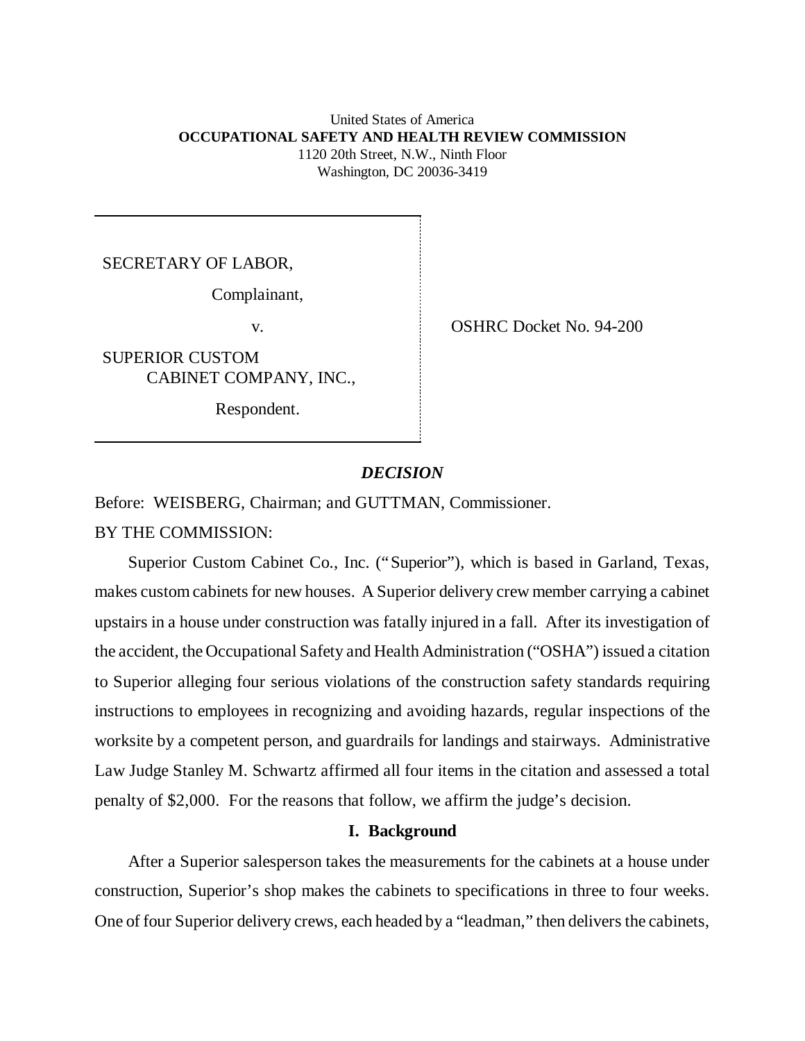United States of America
**OCCUPATIONAL SAFETY AND HEALTH REVIEW COMMISSION**
1120 20th Street, N.W., Ninth Floor
Washington, DC 20036-3419

SECRETARY OF LABOR,

Complainant,

v.

SUPERIOR CUSTOM CABINET COMPANY, INC.,

Respondent.

OSHRC Docket No. 94-200

## *DECISION*

Before: WEISBERG, Chairman; and GUTTMAN, Commissioner.

BY THE COMMISSION:

Superior Custom Cabinet Co., Inc. ("Superior"), which is based in Garland, Texas, makes custom cabinets for new houses. A Superior delivery crew member carrying a cabinet upstairs in a house under construction was fatally injured in a fall. After its investigation of the accident, the Occupational Safety and Health Administration ("OSHA") issued a citation to Superior alleging four serious violations of the construction safety standards requiring instructions to employees in recognizing and avoiding hazards, regular inspections of the worksite by a competent person, and guardrails for landings and stairways. Administrative Law Judge Stanley M. Schwartz affirmed all four items in the citation and assessed a total penalty of $2,000. For the reasons that follow, we affirm the judge's decision.

### I. Background

After a Superior salesperson takes the measurements for the cabinets at a house under construction, Superior's shop makes the cabinets to specifications in three to four weeks. One of four Superior delivery crews, each headed by a "leadman," then delivers the cabinets,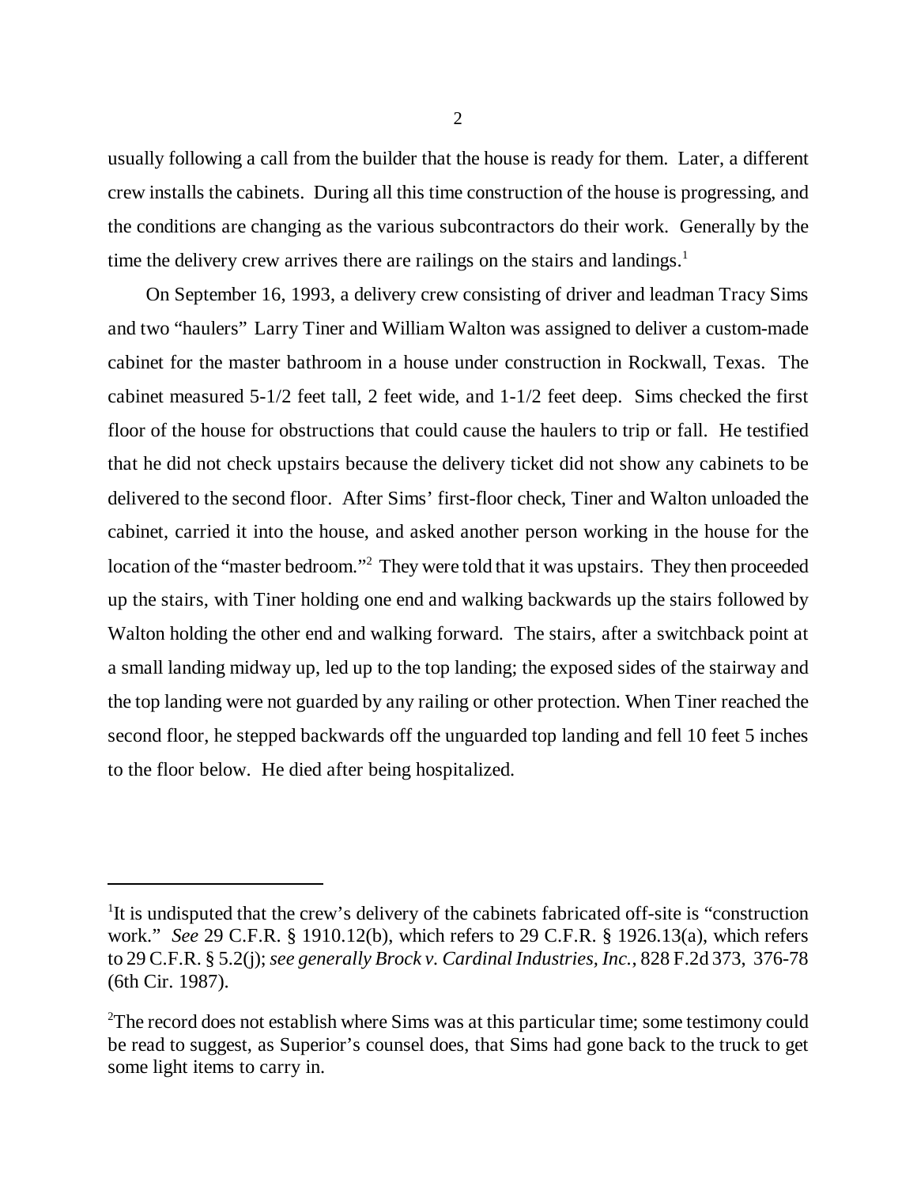usually following a call from the builder that the house is ready for them. Later, a different crew installs the cabinets. During all this time construction of the house is progressing, and the conditions are changing as the various subcontractors do their work. Generally by the time the delivery crew arrives there are railings on the stairs and landings.[1]

On September 16, 1993, a delivery crew consisting of driver and leadman Tracy Sims and two "haulers" Larry Tiner and William Walton was assigned to deliver a custom-made cabinet for the master bathroom in a house under construction in Rockwall, Texas. The cabinet measured 5-1/2 feet tall, 2 feet wide, and 1-1/2 feet deep. Sims checked the first floor of the house for obstructions that could cause the haulers to trip or fall. He testified that he did not check upstairs because the delivery ticket did not show any cabinets to be delivered to the second floor. After Sims' first-floor check, Tiner and Walton unloaded the cabinet, carried it into the house, and asked another person working in the house for the location of the "master bedroom."[2] They were told that it was upstairs. They then proceeded up the stairs, with Tiner holding one end and walking backwards up the stairs followed by Walton holding the other end and walking forward. The stairs, after a switchback point at a small landing midway up, led up to the top landing; the exposed sides of the stairway and the top landing were not guarded by any railing or other protection. When Tiner reached the second floor, he stepped backwards off the unguarded top landing and fell 10 feet 5 inches to the floor below. He died after being hospitalized.

---

[1]It is undisputed that the crew's delivery of the cabinets fabricated off-site is "construction work." *See* 29 C.F.R. § 1910.12(b), which refers to 29 C.F.R. § 1926.13(a), which refers to 29 C.F.R. § 5.2(j); *see generally Brock v. Cardinal Industries, Inc.*, 828 F.2d 373, 376-78 (6th Cir. 1987).

[2]The record does not establish where Sims was at this particular time; some testimony could be read to suggest, as Superior's counsel does, that Sims had gone back to the truck to get some light items to carry in.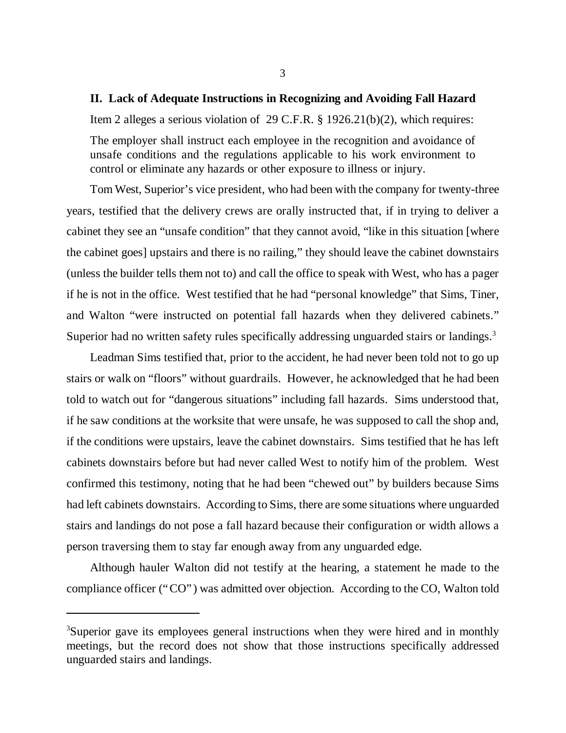## II. Lack of Adequate Instructions in Recognizing and Avoiding Fall Hazard

Item 2 alleges a serious violation of 29 C.F.R. § 1926.21(b)(2), which requires:

> The employer shall instruct each employee in the recognition and avoidance of unsafe conditions and the regulations applicable to his work environment to control or eliminate any hazards or other exposure to illness or injury.

Tom West, Superior's vice president, who had been with the company for twenty-three years, testified that the delivery crews are orally instructed that, if in trying to deliver a cabinet they see an "unsafe condition" that they cannot avoid, "like in this situation [where the cabinet goes] upstairs and there is no railing," they should leave the cabinet downstairs (unless the builder tells them not to) and call the office to speak with West, who has a pager if he is not in the office. West testified that he had "personal knowledge" that Sims, Tiner, and Walton "were instructed on potential fall hazards when they delivered cabinets." Superior had no written safety rules specifically addressing unguarded stairs or landings.[3]

Leadman Sims testified that, prior to the accident, he had never been told not to go up stairs or walk on "floors" without guardrails. However, he acknowledged that he had been told to watch out for "dangerous situations" including fall hazards. Sims understood that, if he saw conditions at the worksite that were unsafe, he was supposed to call the shop and, if the conditions were upstairs, leave the cabinet downstairs. Sims testified that he has left cabinets downstairs before but had never called West to notify him of the problem. West confirmed this testimony, noting that he had been "chewed out" by builders because Sims had left cabinets downstairs. According to Sims, there are some situations where unguarded stairs and landings do not pose a fall hazard because their configuration or width allows a person traversing them to stay far enough away from any unguarded edge.

Although hauler Walton did not testify at the hearing, a statement he made to the compliance officer ("CO") was admitted over objection. According to the CO, Walton told

---

[3] Superior gave its employees general instructions when they were hired and in monthly meetings, but the record does not show that those instructions specifically addressed unguarded stairs and landings.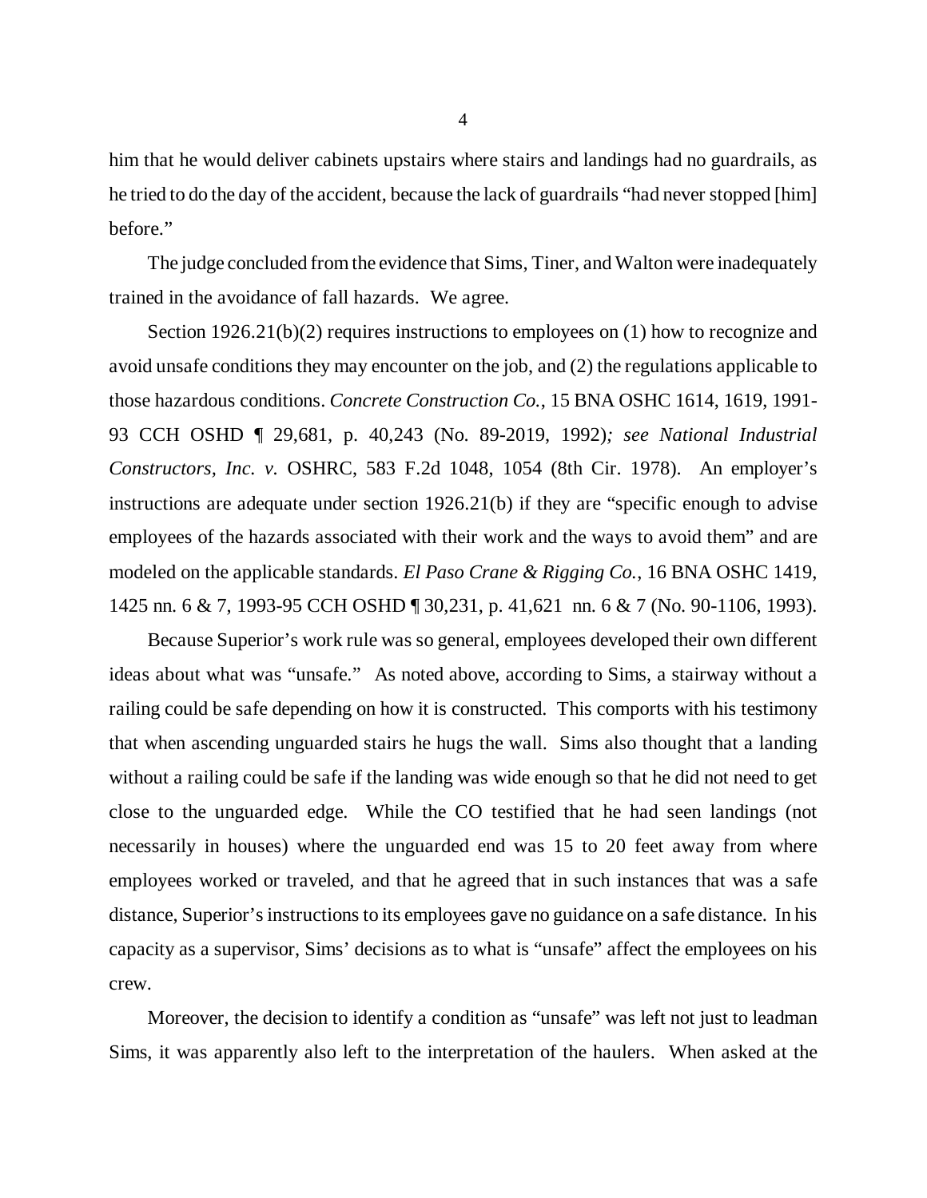him that he would deliver cabinets upstairs where stairs and landings had no guardrails, as he tried to do the day of the accident, because the lack of guardrails "had never stopped [him] before."

The judge concluded from the evidence that Sims, Tiner, and Walton were inadequately trained in the avoidance of fall hazards. We agree.

Section 1926.21(b)(2) requires instructions to employees on (1) how to recognize and avoid unsafe conditions they may encounter on the job, and (2) the regulations applicable to those hazardous conditions. *Concrete Construction Co.*, 15 BNA OSHC 1614, 1619, 1991-93 CCH OSHD ¶ 29,681, p. 40,243 (No. 89-2019, 1992)*; see National Industrial Constructors, Inc. v.* OSHRC, 583 F.2d 1048, 1054 (8th Cir. 1978). An employer's instructions are adequate under section 1926.21(b) if they are "specific enough to advise employees of the hazards associated with their work and the ways to avoid them" and are modeled on the applicable standards. *El Paso Crane & Rigging Co.*, 16 BNA OSHC 1419, 1425 nn. 6 & 7, 1993-95 CCH OSHD ¶ 30,231, p. 41,621 nn. 6 & 7 (No. 90-1106, 1993).

Because Superior's work rule was so general, employees developed their own different ideas about what was "unsafe." As noted above, according to Sims, a stairway without a railing could be safe depending on how it is constructed. This comports with his testimony that when ascending unguarded stairs he hugs the wall. Sims also thought that a landing without a railing could be safe if the landing was wide enough so that he did not need to get close to the unguarded edge. While the CO testified that he had seen landings (not necessarily in houses) where the unguarded end was 15 to 20 feet away from where employees worked or traveled, and that he agreed that in such instances that was a safe distance, Superior's instructions to its employees gave no guidance on a safe distance. In his capacity as a supervisor, Sims' decisions as to what is "unsafe" affect the employees on his crew.

Moreover, the decision to identify a condition as "unsafe" was left not just to leadman Sims, it was apparently also left to the interpretation of the haulers. When asked at the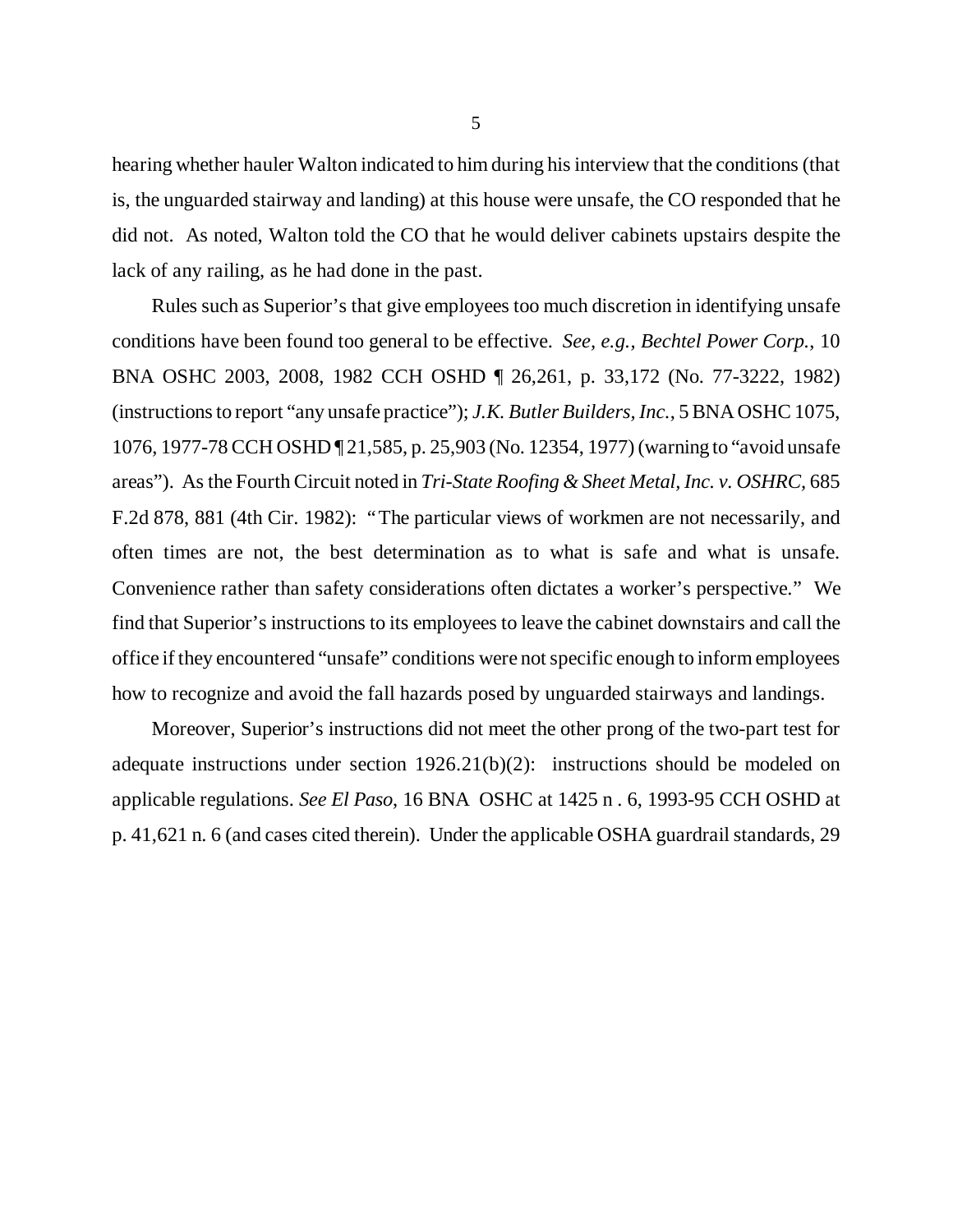hearing whether hauler Walton indicated to him during his interview that the conditions (that is, the unguarded stairway and landing) at this house were unsafe, the CO responded that he did not. As noted, Walton told the CO that he would deliver cabinets upstairs despite the lack of any railing, as he had done in the past.

Rules such as Superior's that give employees too much discretion in identifying unsafe conditions have been found too general to be effective. *See, e.g., Bechtel Power Corp.*, 10 BNA OSHC 2003, 2008, 1982 CCH OSHD ¶ 26,261, p. 33,172 (No. 77-3222, 1982) (instructions to report "any unsafe practice"); *J.K. Butler Builders, Inc.*, 5 BNA OSHC 1075, 1076, 1977-78 CCH OSHD ¶ 21,585, p. 25,903 (No. 12354, 1977) (warning to "avoid unsafe areas"). As the Fourth Circuit noted in *Tri-State Roofing & Sheet Metal, Inc. v. OSHRC*, 685 F.2d 878, 881 (4th Cir. 1982): "The particular views of workmen are not necessarily, and often times are not, the best determination as to what is safe and what is unsafe. Convenience rather than safety considerations often dictates a worker's perspective." We find that Superior's instructions to its employees to leave the cabinet downstairs and call the office if they encountered "unsafe" conditions were not specific enough to inform employees how to recognize and avoid the fall hazards posed by unguarded stairways and landings.

Moreover, Superior's instructions did not meet the other prong of the two-part test for adequate instructions under section 1926.21(b)(2): instructions should be modeled on applicable regulations. *See El Paso*, 16 BNA OSHC at 1425 n . 6, 1993-95 CCH OSHD at p. 41,621 n. 6 (and cases cited therein). Under the applicable OSHA guardrail standards, 29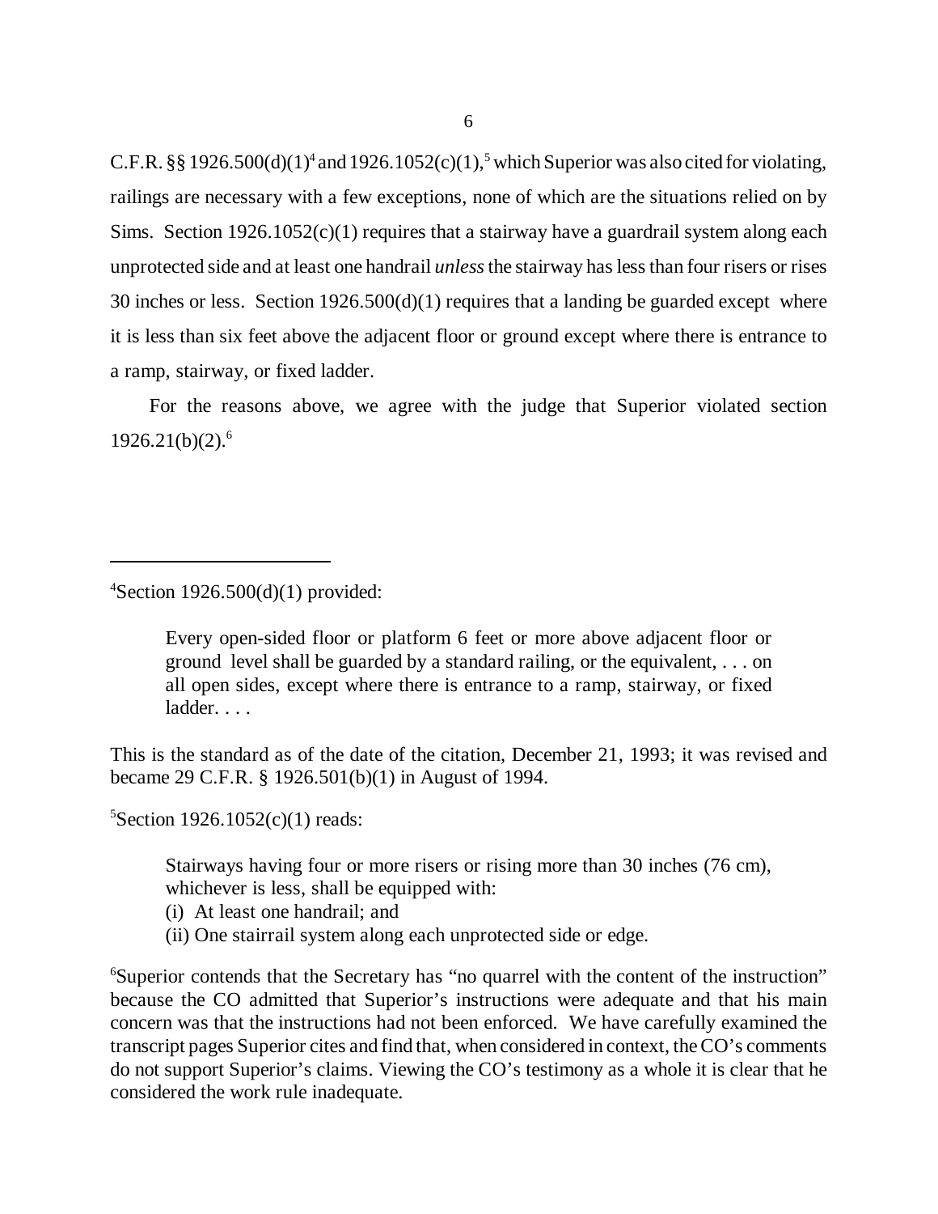C.F.R. §§ 1926.500(d)(1)[4] and 1926.1052(c)(1),[5] which Superior was also cited for violating, railings are necessary with a few exceptions, none of which are the situations relied on by Sims. Section 1926.1052(c)(1) requires that a stairway have a guardrail system along each unprotected side and at least one handrail *unless* the stairway has less than four risers or rises 30 inches or less. Section 1926.500(d)(1) requires that a landing be guarded except where it is less than six feet above the adjacent floor or ground except where there is entrance to a ramp, stairway, or fixed ladder.

For the reasons above, we agree with the judge that Superior violated section 1926.21(b)(2).[6]

---

[4] Section 1926.500(d)(1) provided:

> Every open-sided floor or platform 6 feet or more above adjacent floor or ground level shall be guarded by a standard railing, or the equivalent, . . . on all open sides, except where there is entrance to a ramp, stairway, or fixed ladder. . . .

This is the standard as of the date of the citation, December 21, 1993; it was revised and became 29 C.F.R. § 1926.501(b)(1) in August of 1994.

[5] Section 1926.1052(c)(1) reads:

> Stairways having four or more risers or rising more than 30 inches (76 cm), whichever is less, shall be equipped with:
> (i) At least one handrail; and
> (ii) One stairrail system along each unprotected side or edge.

[6] Superior contends that the Secretary has "no quarrel with the content of the instruction" because the CO admitted that Superior's instructions were adequate and that his main concern was that the instructions had not been enforced. We have carefully examined the transcript pages Superior cites and find that, when considered in context, the CO's comments do not support Superior's claims. Viewing the CO's testimony as a whole it is clear that he considered the work rule inadequate.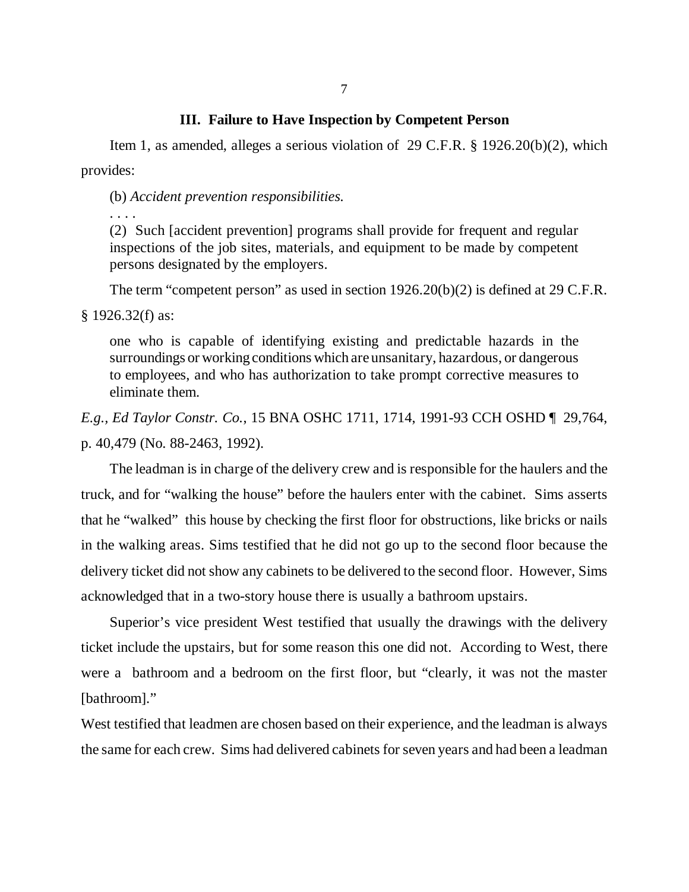### III. Failure to Have Inspection by Competent Person

Item 1, as amended, alleges a serious violation of 29 C.F.R. § 1926.20(b)(2), which provides:

> (b) *Accident prevention responsibilities.*
>
> . . . .
>
> (2) Such [accident prevention] programs shall provide for frequent and regular inspections of the job sites, materials, and equipment to be made by competent persons designated by the employers.

The term "competent person" as used in section 1926.20(b)(2) is defined at 29 C.F.R. § 1926.32(f) as:

> one who is capable of identifying existing and predictable hazards in the surroundings or working conditions which are unsanitary, hazardous, or dangerous to employees, and who has authorization to take prompt corrective measures to eliminate them.

*E.g.*, *Ed Taylor Constr. Co.*, 15 BNA OSHC 1711, 1714, 1991-93 CCH OSHD ¶ 29,764, p. 40,479 (No. 88-2463, 1992).

The leadman is in charge of the delivery crew and is responsible for the haulers and the truck, and for "walking the house" before the haulers enter with the cabinet. Sims asserts that he "walked" this house by checking the first floor for obstructions, like bricks or nails in the walking areas. Sims testified that he did not go up to the second floor because the delivery ticket did not show any cabinets to be delivered to the second floor. However, Sims acknowledged that in a two-story house there is usually a bathroom upstairs.

Superior's vice president West testified that usually the drawings with the delivery ticket include the upstairs, but for some reason this one did not. According to West, there were a bathroom and a bedroom on the first floor, but "clearly, it was not the master [bathroom]."

West testified that leadmen are chosen based on their experience, and the leadman is always the same for each crew. Sims had delivered cabinets for seven years and had been a leadman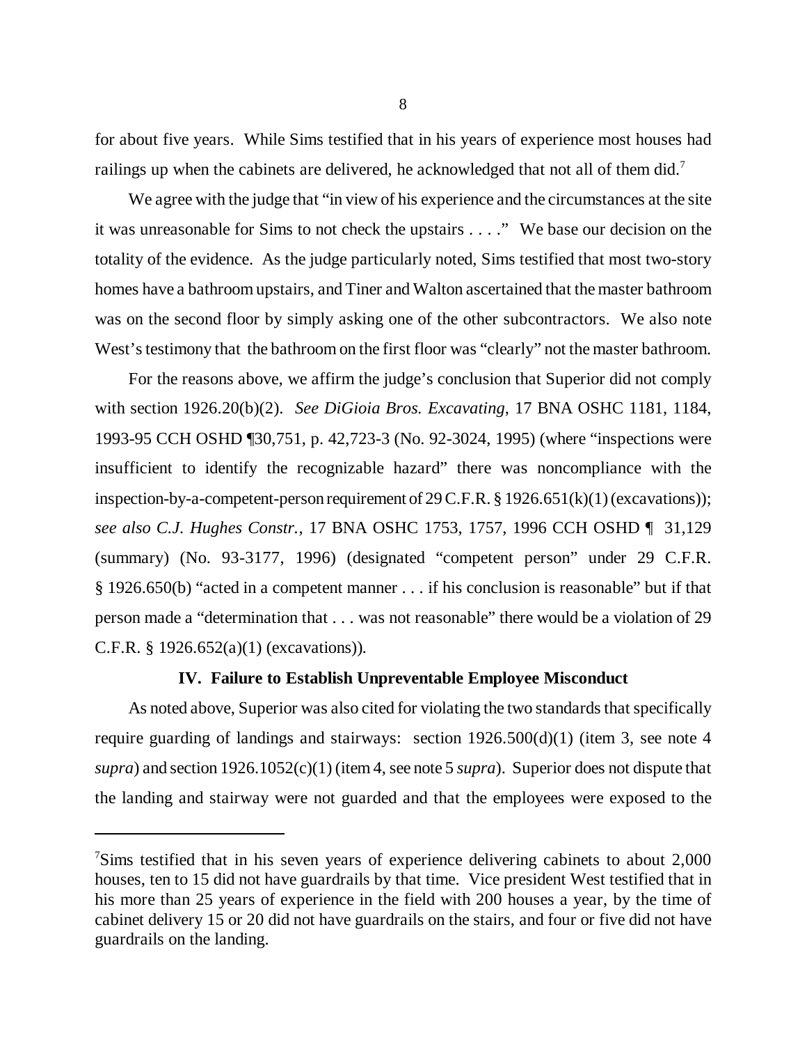for about five years. While Sims testified that in his years of experience most houses had railings up when the cabinets are delivered, he acknowledged that not all of them did.[7]

We agree with the judge that "in view of his experience and the circumstances at the site it was unreasonable for Sims to not check the upstairs . . . ." We base our decision on the totality of the evidence. As the judge particularly noted, Sims testified that most two-story homes have a bathroom upstairs, and Tiner and Walton ascertained that the master bathroom was on the second floor by simply asking one of the other subcontractors. We also note West's testimony that the bathroom on the first floor was "clearly" not the master bathroom.

For the reasons above, we affirm the judge's conclusion that Superior did not comply with section 1926.20(b)(2). *See DiGioia Bros. Excavating*, 17 BNA OSHC 1181, 1184, 1993-95 CCH OSHD ¶30,751, p. 42,723-3 (No. 92-3024, 1995) (where "inspections were insufficient to identify the recognizable hazard" there was noncompliance with the inspection-by-a-competent-person requirement of 29 C.F.R. § 1926.651(k)(1) (excavations)); *see also C.J. Hughes Constr.*, 17 BNA OSHC 1753, 1757, 1996 CCH OSHD ¶ 31,129 (summary) (No. 93-3177, 1996) (designated "competent person" under 29 C.F.R. § 1926.650(b) "acted in a competent manner . . . if his conclusion is reasonable" but if that person made a "determination that . . . was not reasonable" there would be a violation of 29 C.F.R. § 1926.652(a)(1) (excavations)).

## IV. Failure to Establish Unpreventable Employee Misconduct

As noted above, Superior was also cited for violating the two standards that specifically require guarding of landings and stairways: section 1926.500(d)(1) (item 3, see note 4 *supra*) and section 1926.1052(c)(1) (item 4, see note 5 *supra*). Superior does not dispute that the landing and stairway were not guarded and that the employees were exposed to the

---

[7]Sims testified that in his seven years of experience delivering cabinets to about 2,000 houses, ten to 15 did not have guardrails by that time. Vice president West testified that in his more than 25 years of experience in the field with 200 houses a year, by the time of cabinet delivery 15 or 20 did not have guardrails on the stairs, and four or five did not have guardrails on the landing.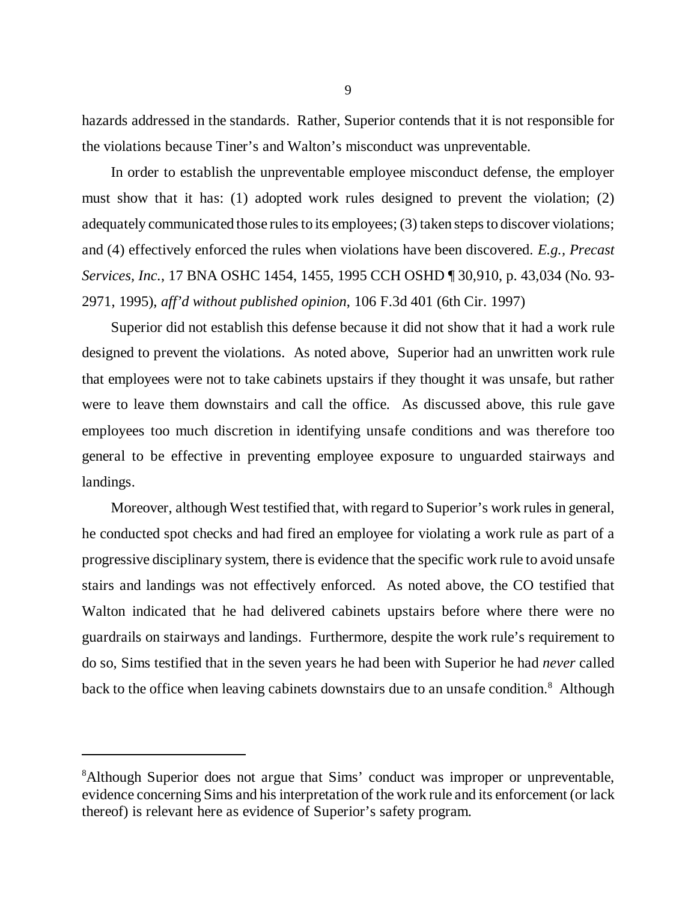hazards addressed in the standards. Rather, Superior contends that it is not responsible for the violations because Tiner's and Walton's misconduct was unpreventable.

In order to establish the unpreventable employee misconduct defense, the employer must show that it has: (1) adopted work rules designed to prevent the violation; (2) adequately communicated those rules to its employees; (3) taken steps to discover violations; and (4) effectively enforced the rules when violations have been discovered. *E.g.*, *Precast Services, Inc.*, 17 BNA OSHC 1454, 1455, 1995 CCH OSHD ¶ 30,910, p. 43,034 (No. 93-2971, 1995), *aff'd without published opinion*, 106 F.3d 401 (6th Cir. 1997)

Superior did not establish this defense because it did not show that it had a work rule designed to prevent the violations. As noted above, Superior had an unwritten work rule that employees were not to take cabinets upstairs if they thought it was unsafe, but rather were to leave them downstairs and call the office. As discussed above, this rule gave employees too much discretion in identifying unsafe conditions and was therefore too general to be effective in preventing employee exposure to unguarded stairways and landings.

Moreover, although West testified that, with regard to Superior's work rules in general, he conducted spot checks and had fired an employee for violating a work rule as part of a progressive disciplinary system, there is evidence that the specific work rule to avoid unsafe stairs and landings was not effectively enforced. As noted above, the CO testified that Walton indicated that he had delivered cabinets upstairs before where there were no guardrails on stairways and landings. Furthermore, despite the work rule's requirement to do so, Sims testified that in the seven years he had been with Superior he had *never* called back to the office when leaving cabinets downstairs due to an unsafe condition.[8] Although

---

[8]Although Superior does not argue that Sims' conduct was improper or unpreventable, evidence concerning Sims and his interpretation of the work rule and its enforcement (or lack thereof) is relevant here as evidence of Superior's safety program.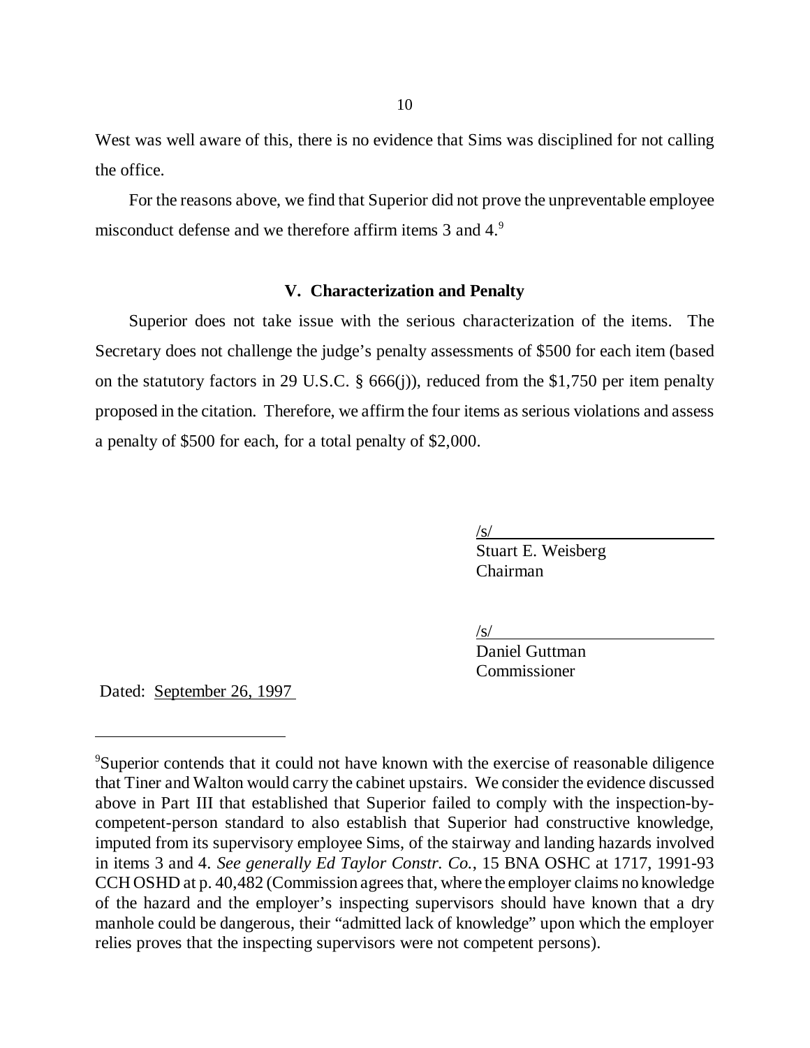West was well aware of this, there is no evidence that Sims was disciplined for not calling the office.

For the reasons above, we find that Superior did not prove the unpreventable employee misconduct defense and we therefore affirm items 3 and 4.[9]

### V. Characterization and Penalty

Superior does not take issue with the serious characterization of the items. The Secretary does not challenge the judge's penalty assessments of $500 for each item (based on the statutory factors in 29 U.S.C. § 666(j)), reduced from the $1,750 per item penalty proposed in the citation. Therefore, we affirm the four items as serious violations and assess a penalty of $500 for each, for a total penalty of $2,000.

/s/
Stuart E. Weisberg
Chairman

/s/
Daniel Guttman
Commissioner

Dated: September 26, 1997

---

[9]Superior contends that it could not have known with the exercise of reasonable diligence that Tiner and Walton would carry the cabinet upstairs. We consider the evidence discussed above in Part III that established that Superior failed to comply with the inspection-by-competent-person standard to also establish that Superior had constructive knowledge, imputed from its supervisory employee Sims, of the stairway and landing hazards involved in items 3 and 4. *See generally Ed Taylor Constr. Co.*, 15 BNA OSHC at 1717, 1991-93 CCH OSHD at p. 40,482 (Commission agrees that, where the employer claims no knowledge of the hazard and the employer's inspecting supervisors should have known that a dry manhole could be dangerous, their "admitted lack of knowledge" upon which the employer relies proves that the inspecting supervisors were not competent persons).